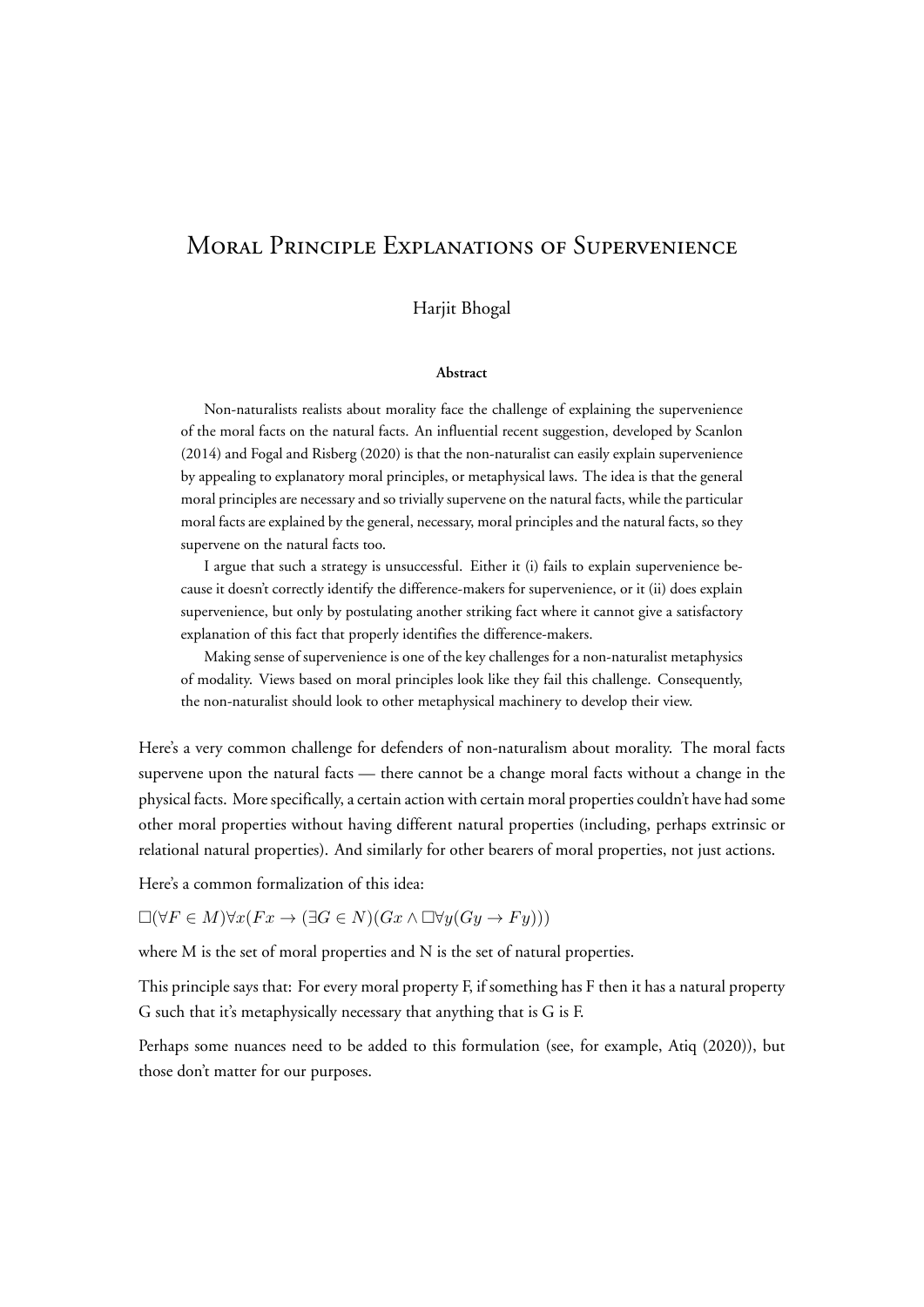# Moral Principle Explanations of Supervenience

Harjit Bhogal

**Abstract**

Non-naturalists realists about morality face the challenge of explaining the supervenience of the moral facts on the natural facts. An influential recent suggestion, developed by Scanlon (2014) and Fogal and Risberg (2020) is that the non-naturalist can easily explain supervenience by appealing to explanatory moral principles, or metaphysical laws. The idea is that the general moral principles are necessary and so trivially supervene on the natural facts, while the particular moral facts are explained by the general, necessary, moral principles and the natural facts, so they supervene on the natural facts too.

I argue that such a strategy is unsuccessful. Either it (i) fails to explain supervenience because it doesn't correctly identify the difference-makers for supervenience, or it (ii) does explain supervenience, but only by postulating another striking fact where it cannot give a satisfactory explanation of this fact that properly identifies the difference-makers.

Making sense of supervenience is one of the key challenges for a non-naturalist metaphysics of modality. Views based on moral principles look like they fail this challenge. Consequently, the non-naturalist should look to other metaphysical machinery to develop their view.

Here's a very common challenge for defenders of non-naturalism about morality. The moral facts supervene upon the natural facts — there cannot be a change moral facts without a change in the physical facts. More specifically, a certain action with certain moral properties couldn't have had some other moral properties without having different natural properties (including, perhaps extrinsic or relational natural properties). And similarly for other bearers of moral properties, not just actions.

Here's a common formalization of this idea:

$\Box(\forall F \in M)\forall x(Fx \rightarrow (\exists G \in N)(Gx \wedge \Box\forall y(Gy \rightarrow Fy)))$

where M is the set of moral properties and N is the set of natural properties.

This principle says that: For every moral property F, if something has F then it has a natural property G such that it's metaphysically necessary that anything that is G is F.

Perhaps some nuances need to be added to this formulation (see, for example, Atiq (2020)), but those don't matter for our purposes.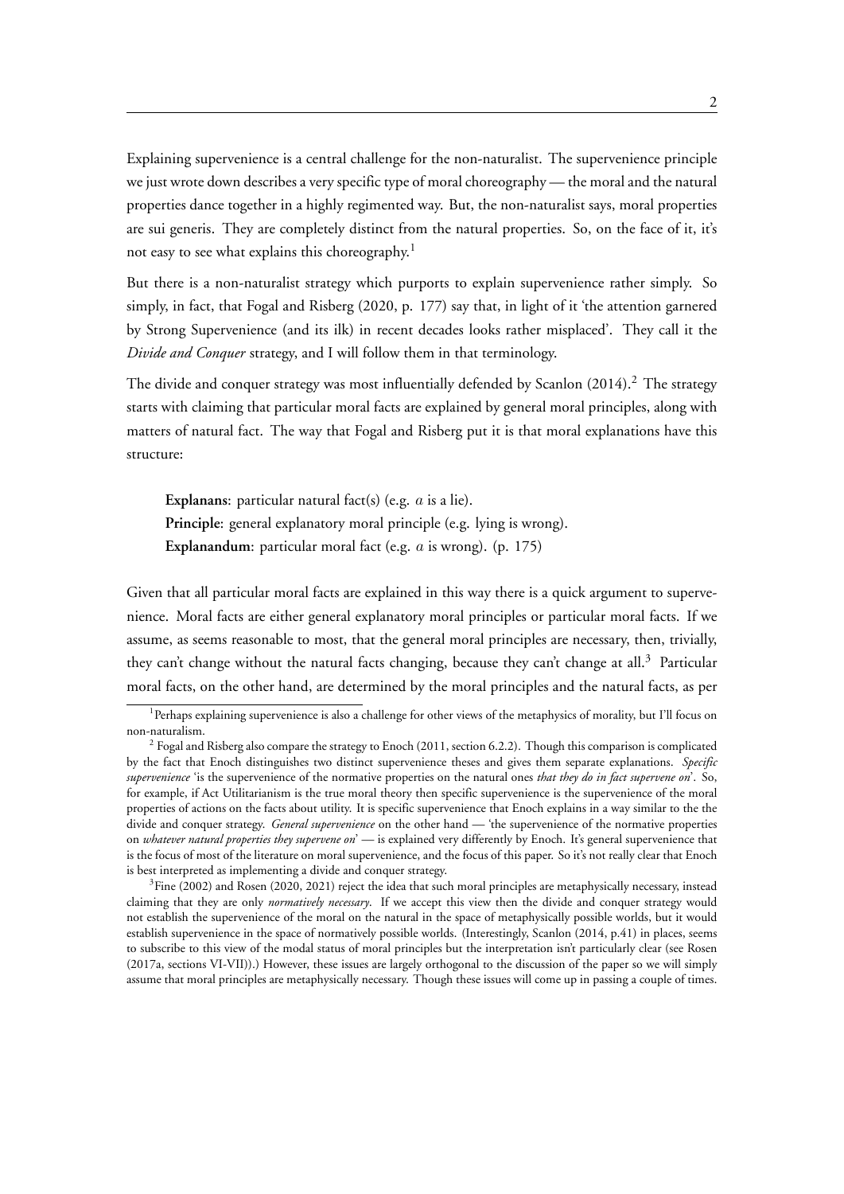Explaining supervenience is a central challenge for the non-naturalist. The supervenience principle we just wrote down describes a very specific type of moral choreography — the moral and the natural properties dance together in a highly regimented way. But, the non-naturalist says, moral properties are sui generis. They are completely distinct from the natural properties. So, on the face of it, it's not easy to see what explains this choreography.[1]

But there is a non-naturalist strategy which purports to explain supervenience rather simply. So simply, in fact, that Fogal and Risberg (2020, p. 177) say that, in light of it 'the attention garnered by Strong Supervenience (and its ilk) in recent decades looks rather misplaced'. They call it the *Divide and Conquer* strategy, and I will follow them in that terminology.

The divide and conquer strategy was most influentially defended by Scanlon (2014).[2] The strategy starts with claiming that particular moral facts are explained by general moral principles, along with matters of natural fact. The way that Fogal and Risberg put it is that moral explanations have this structure:

> **Explanans**: particular natural fact(s) (e.g. $a$ is a lie).
> **Principle**: general explanatory moral principle (e.g. lying is wrong).
> **Explanandum**: particular moral fact (e.g. $a$ is wrong). (p. 175)

Given that all particular moral facts are explained in this way there is a quick argument to supervenience. Moral facts are either general explanatory moral principles or particular moral facts. If we assume, as seems reasonable to most, that the general moral principles are necessary, then, trivially, they can't change without the natural facts changing, because they can't change at all.[3] Particular moral facts, on the other hand, are determined by the moral principles and the natural facts, as per

---

[1] Perhaps explaining supervenience is also a challenge for other views of the metaphysics of morality, but I'll focus on non-naturalism.

[2] Fogal and Risberg also compare the strategy to Enoch (2011, section 6.2.2). Though this comparison is complicated by the fact that Enoch distinguishes two distinct supervenience theses and gives them separate explanations. *Specific supervenience* 'is the supervenience of the normative properties on the natural ones *that they do in fact supervene on*'. So, for example, if Act Utilitarianism is the true moral theory then specific supervenience is the supervenience of the moral properties of actions on the facts about utility. It is specific supervenience that Enoch explains in a way similar to the the divide and conquer strategy. *General supervenience* on the other hand — 'the supervenience of the normative properties on *whatever natural properties they supervene on*' — is explained very differently by Enoch. It's general supervenience that is the focus of most of the literature on moral supervenience, and the focus of this paper. So it's not really clear that Enoch is best interpreted as implementing a divide and conquer strategy.

[3] Fine (2002) and Rosen (2020, 2021) reject the idea that such moral principles are metaphysically necessary, instead claiming that they are only *normatively necessary*. If we accept this view then the divide and conquer strategy would not establish the supervenience of the moral on the natural in the space of metaphysically possible worlds, but it would establish supervenience in the space of normatively possible worlds. (Interestingly, Scanlon (2014, p.41) in places, seems to subscribe to this view of the modal status of moral principles but the interpretation isn't particularly clear (see Rosen (2017a, sections VI-VII)).) However, these issues are largely orthogonal to the discussion of the paper so we will simply assume that moral principles are metaphysically necessary. Though these issues will come up in passing a couple of times.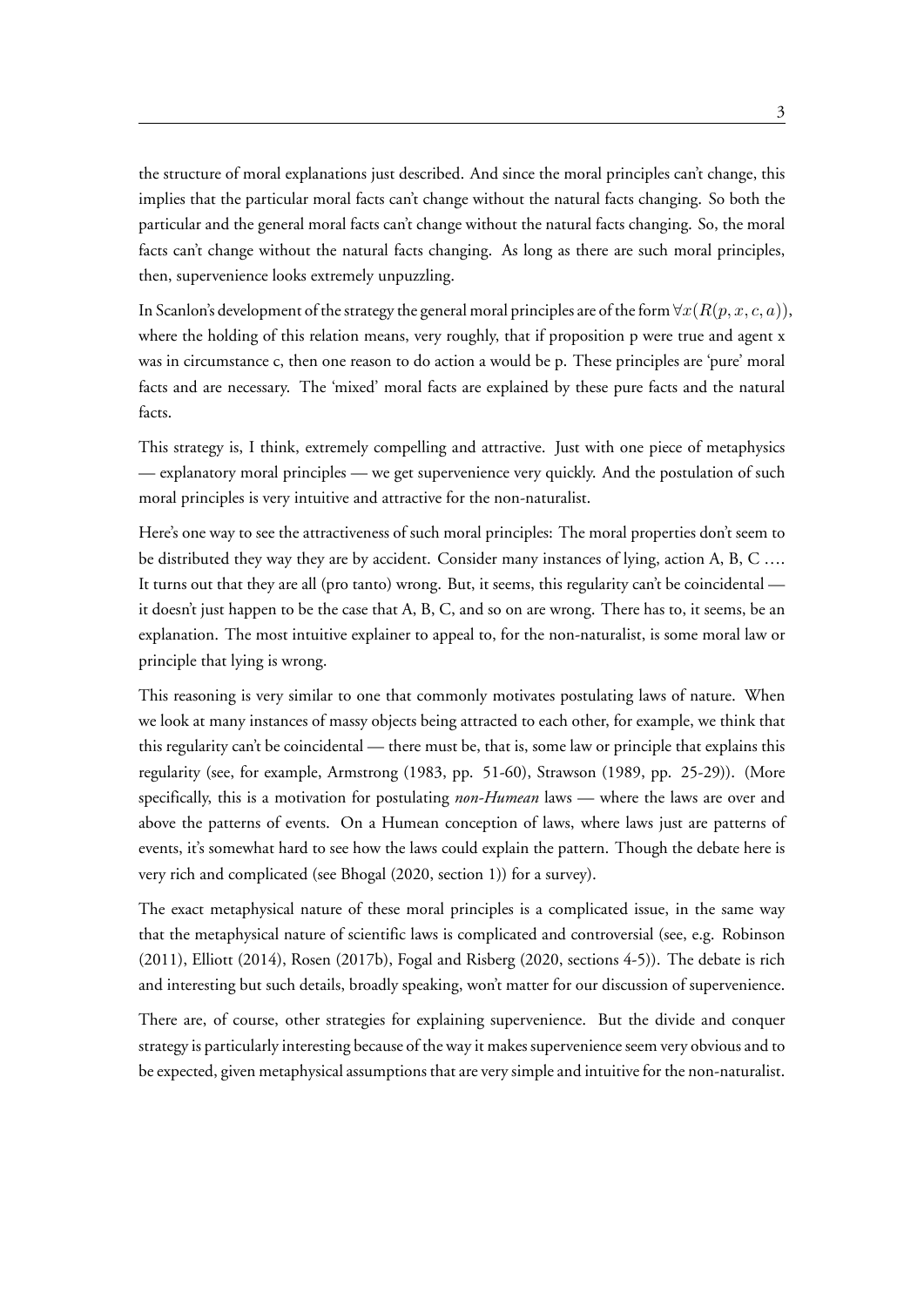the structure of moral explanations just described. And since the moral principles can't change, this implies that the particular moral facts can't change without the natural facts changing. So both the particular and the general moral facts can't change without the natural facts changing. So, the moral facts can't change without the natural facts changing. As long as there are such moral principles, then, supervenience looks extremely unpuzzling.

In Scanlon's development of the strategy the general moral principles are of the form $\forall x(R(p, x, c, a))$, where the holding of this relation means, very roughly, that if proposition p were true and agent x was in circumstance c, then one reason to do action a would be p. These principles are 'pure' moral facts and are necessary. The 'mixed' moral facts are explained by these pure facts and the natural facts.

This strategy is, I think, extremely compelling and attractive. Just with one piece of metaphysics — explanatory moral principles — we get supervenience very quickly. And the postulation of such moral principles is very intuitive and attractive for the non-naturalist.

Here's one way to see the attractiveness of such moral principles: The moral properties don't seem to be distributed they way they are by accident. Consider many instances of lying, action A, B, C .... It turns out that they are all (pro tanto) wrong. But, it seems, this regularity can't be coincidental — it doesn't just happen to be the case that A, B, C, and so on are wrong. There has to, it seems, be an explanation. The most intuitive explainer to appeal to, for the non-naturalist, is some moral law or principle that lying is wrong.

This reasoning is very similar to one that commonly motivates postulating laws of nature. When we look at many instances of massy objects being attracted to each other, for example, we think that this regularity can't be coincidental — there must be, that is, some law or principle that explains this regularity (see, for example, Armstrong (1983, pp. 51-60), Strawson (1989, pp. 25-29)). (More specifically, this is a motivation for postulating *non-Humean* laws — where the laws are over and above the patterns of events. On a Humean conception of laws, where laws just are patterns of events, it's somewhat hard to see how the laws could explain the pattern. Though the debate here is very rich and complicated (see Bhogal (2020, section 1)) for a survey).

The exact metaphysical nature of these moral principles is a complicated issue, in the same way that the metaphysical nature of scientific laws is complicated and controversial (see, e.g. Robinson (2011), Elliott (2014), Rosen (2017b), Fogal and Risberg (2020, sections 4-5)). The debate is rich and interesting but such details, broadly speaking, won't matter for our discussion of supervenience.

There are, of course, other strategies for explaining supervenience. But the divide and conquer strategy is particularly interesting because of the way it makes supervenience seem very obvious and to be expected, given metaphysical assumptions that are very simple and intuitive for the non-naturalist.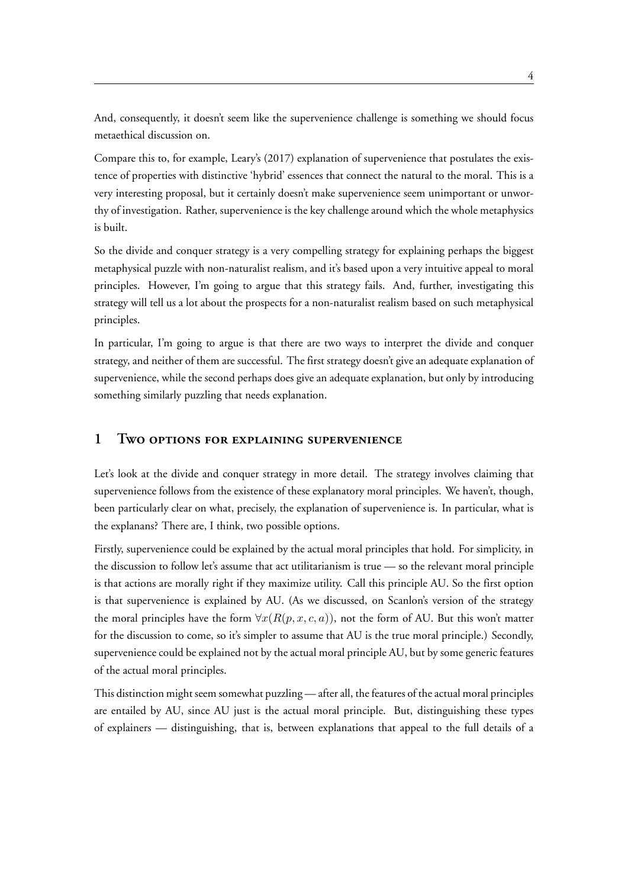And, consequently, it doesn't seem like the supervenience challenge is something we should focus metaethical discussion on.

Compare this to, for example, Leary's (2017) explanation of supervenience that postulates the existence of properties with distinctive 'hybrid' essences that connect the natural to the moral. This is a very interesting proposal, but it certainly doesn't make supervenience seem unimportant or unworthy of investigation. Rather, supervenience is the key challenge around which the whole metaphysics is built.

So the divide and conquer strategy is a very compelling strategy for explaining perhaps the biggest metaphysical puzzle with non-naturalist realism, and it's based upon a very intuitive appeal to moral principles. However, I'm going to argue that this strategy fails. And, further, investigating this strategy will tell us a lot about the prospects for a non-naturalist realism based on such metaphysical principles.

In particular, I'm going to argue is that there are two ways to interpret the divide and conquer strategy, and neither of them are successful. The first strategy doesn't give an adequate explanation of supervenience, while the second perhaps does give an adequate explanation, but only by introducing something similarly puzzling that needs explanation.

## 1 Two options for explaining supervenience

Let's look at the divide and conquer strategy in more detail. The strategy involves claiming that supervenience follows from the existence of these explanatory moral principles. We haven't, though, been particularly clear on what, precisely, the explanation of supervenience is. In particular, what is the explanans? There are, I think, two possible options.

Firstly, supervenience could be explained by the actual moral principles that hold. For simplicity, in the discussion to follow let's assume that act utilitarianism is true — so the relevant moral principle is that actions are morally right if they maximize utility. Call this principle AU. So the first option is that supervenience is explained by AU. (As we discussed, on Scanlon's version of the strategy the moral principles have the form $\forall x(R(p, x, c, a))$, not the form of AU. But this won't matter for the discussion to come, so it's simpler to assume that AU is the true moral principle.) Secondly, supervenience could be explained not by the actual moral principle AU, but by some generic features of the actual moral principles.

This distinction might seem somewhat puzzling — after all, the features of the actual moral principles are entailed by AU, since AU just is the actual moral principle. But, distinguishing these types of explainers — distinguishing, that is, between explanations that appeal to the full details of a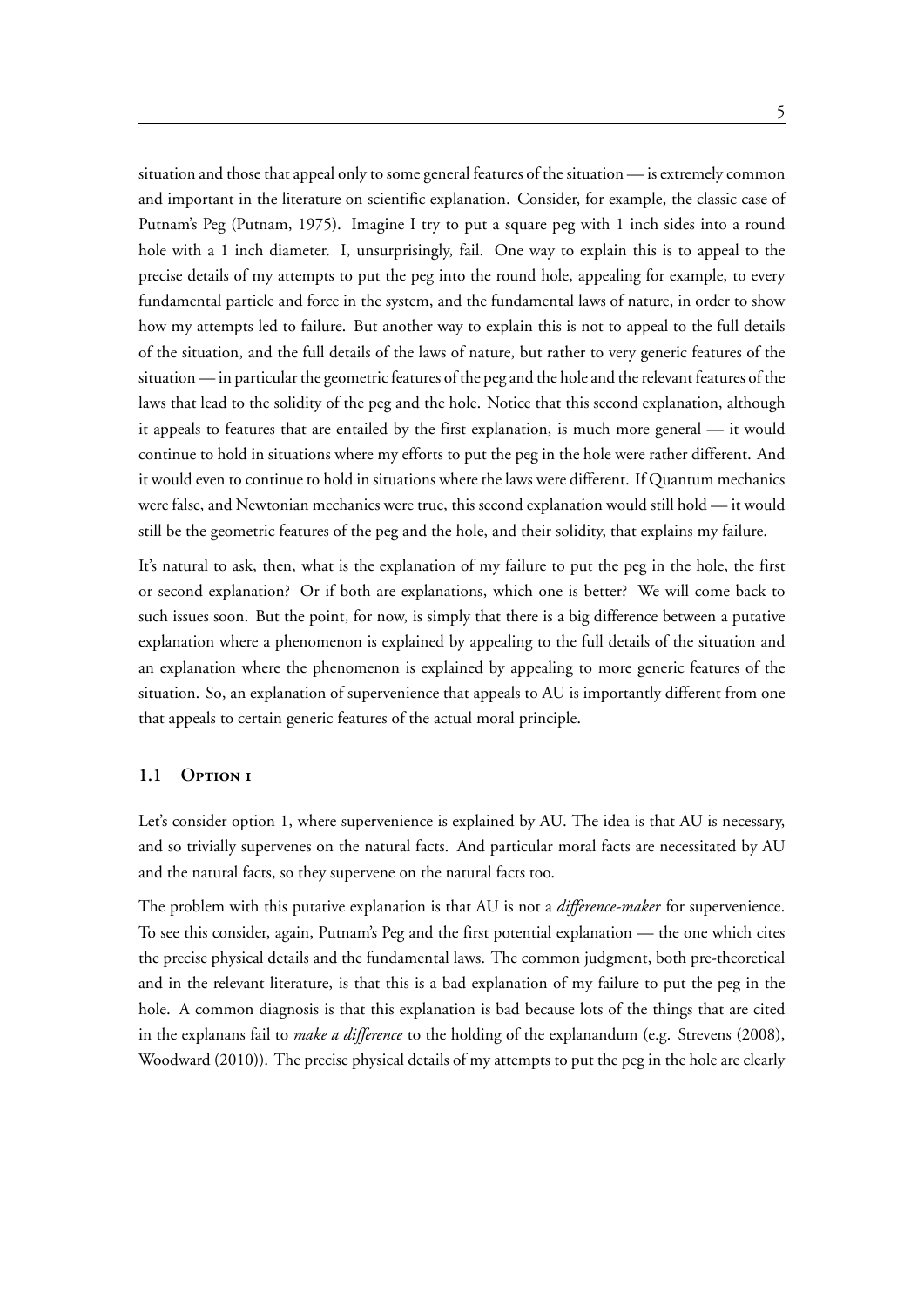situation and those that appeal only to some general features of the situation — is extremely common and important in the literature on scientific explanation. Consider, for example, the classic case of Putnam's Peg (Putnam, 1975). Imagine I try to put a square peg with 1 inch sides into a round hole with a 1 inch diameter. I, unsurprisingly, fail. One way to explain this is to appeal to the precise details of my attempts to put the peg into the round hole, appealing for example, to every fundamental particle and force in the system, and the fundamental laws of nature, in order to show how my attempts led to failure. But another way to explain this is not to appeal to the full details of the situation, and the full details of the laws of nature, but rather to very generic features of the situation — in particular the geometric features of the peg and the hole and the relevant features of the laws that lead to the solidity of the peg and the hole. Notice that this second explanation, although it appeals to features that are entailed by the first explanation, is much more general — it would continue to hold in situations where my efforts to put the peg in the hole were rather different. And it would even to continue to hold in situations where the laws were different. If Quantum mechanics were false, and Newtonian mechanics were true, this second explanation would still hold — it would still be the geometric features of the peg and the hole, and their solidity, that explains my failure.

It's natural to ask, then, what is the explanation of my failure to put the peg in the hole, the first or second explanation? Or if both are explanations, which one is better? We will come back to such issues soon. But the point, for now, is simply that there is a big difference between a putative explanation where a phenomenon is explained by appealing to the full details of the situation and an explanation where the phenomenon is explained by appealing to more generic features of the situation. So, an explanation of supervenience that appeals to AU is importantly different from one that appeals to certain generic features of the actual moral principle.

### 1.1 Option 1

Let's consider option 1, where supervenience is explained by AU. The idea is that AU is necessary, and so trivially supervenes on the natural facts. And particular moral facts are necessitated by AU and the natural facts, so they supervene on the natural facts too.

The problem with this putative explanation is that AU is not a *difference-maker* for supervenience. To see this consider, again, Putnam's Peg and the first potential explanation — the one which cites the precise physical details and the fundamental laws. The common judgment, both pre-theoretical and in the relevant literature, is that this is a bad explanation of my failure to put the peg in the hole. A common diagnosis is that this explanation is bad because lots of the things that are cited in the explanans fail to *make a difference* to the holding of the explanandum (e.g. Strevens (2008), Woodward (2010)). The precise physical details of my attempts to put the peg in the hole are clearly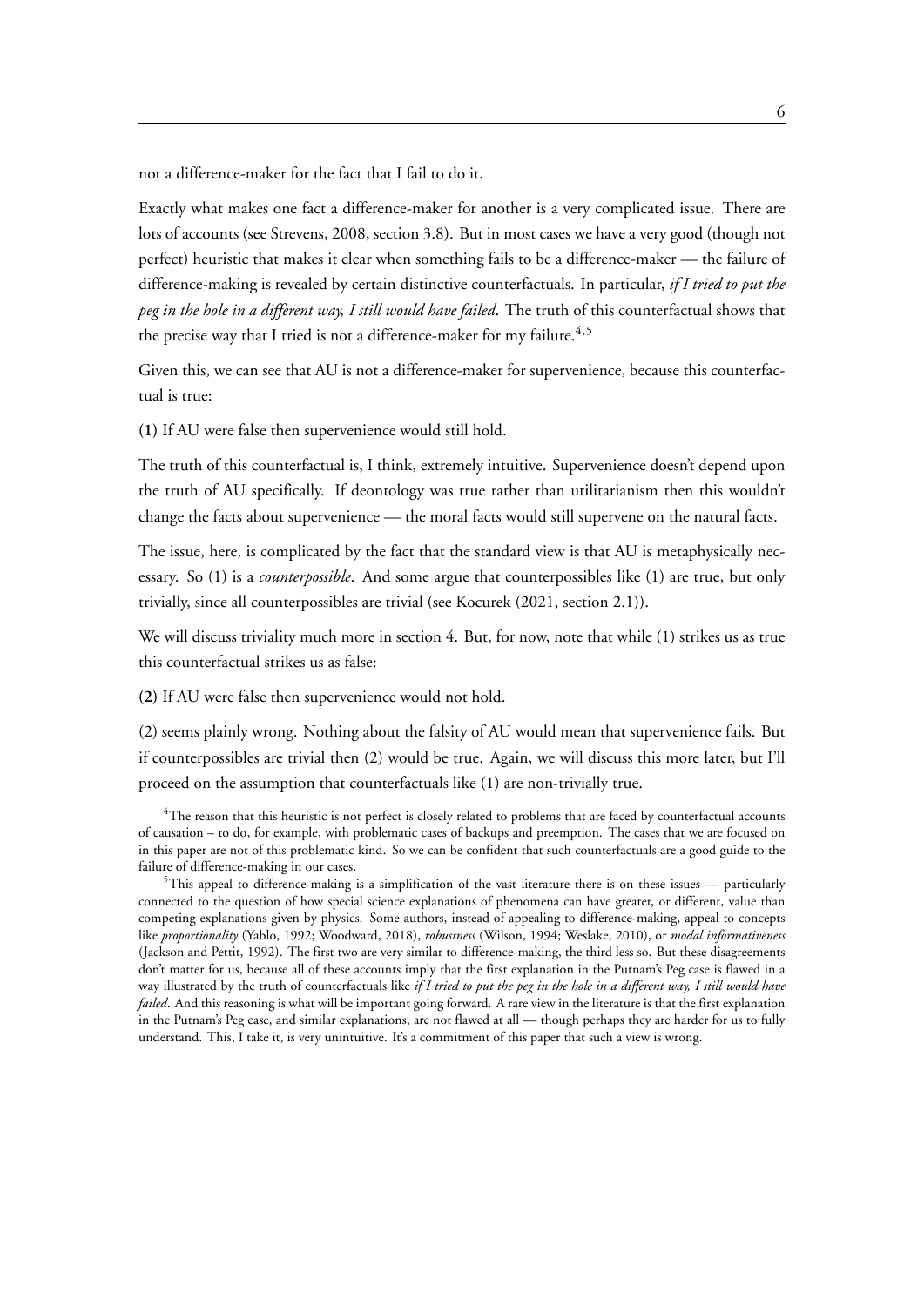not a difference-maker for the fact that I fail to do it.

Exactly what makes one fact a difference-maker for another is a very complicated issue. There are lots of accounts (see Strevens, 2008, section 3.8). But in most cases we have a very good (though not perfect) heuristic that makes it clear when something fails to be a difference-maker — the failure of difference-making is revealed by certain distinctive counterfactuals. In particular, *if I tried to put the peg in the hole in a different way, I still would have failed*. The truth of this counterfactual shows that the precise way that I tried is not a difference-maker for my failure.[4,5]

Given this, we can see that AU is not a difference-maker for supervenience, because this counterfactual is true:

(**1**) If AU were false then supervenience would still hold.

The truth of this counterfactual is, I think, extremely intuitive. Supervenience doesn't depend upon the truth of AU specifically. If deontology was true rather than utilitarianism then this wouldn't change the facts about supervenience — the moral facts would still supervene on the natural facts.

The issue, here, is complicated by the fact that the standard view is that AU is metaphysically necessary. So (1) is a *counterpossible*. And some argue that counterpossibles like (1) are true, but only trivially, since all counterpossibles are trivial (see Kocurek (2021, section 2.1)).

We will discuss triviality much more in section 4. But, for now, note that while (1) strikes us as true this counterfactual strikes us as false:

(**2**) If AU were false then supervenience would not hold.

(2) seems plainly wrong. Nothing about the falsity of AU would mean that supervenience fails. But if counterpossibles are trivial then (2) would be true. Again, we will discuss this more later, but I'll proceed on the assumption that counterfactuals like (1) are non-trivially true.

---

[4] The reason that this heuristic is not perfect is closely related to problems that are faced by counterfactual accounts of causation – to do, for example, with problematic cases of backups and preemption. The cases that we are focused on in this paper are not of this problematic kind. So we can be confident that such counterfactuals are a good guide to the failure of difference-making in our cases.

[5] This appeal to difference-making is a simplification of the vast literature there is on these issues — particularly connected to the question of how special science explanations of phenomena can have greater, or different, value than competing explanations given by physics. Some authors, instead of appealing to difference-making, appeal to concepts like *proportionality* (Yablo, 1992; Woodward, 2018), *robustness* (Wilson, 1994; Weslake, 2010), or *modal informativeness* (Jackson and Pettit, 1992). The first two are very similar to difference-making, the third less so. But these disagreements don't matter for us, because all of these accounts imply that the first explanation in the Putnam's Peg case is flawed in a way illustrated by the truth of counterfactuals like *if I tried to put the peg in the hole in a different way, I still would have failed*. And this reasoning is what will be important going forward. A rare view in the literature is that the first explanation in the Putnam's Peg case, and similar explanations, are not flawed at all — though perhaps they are harder for us to fully understand. This, I take it, is very unintuitive. It's a commitment of this paper that such a view is wrong.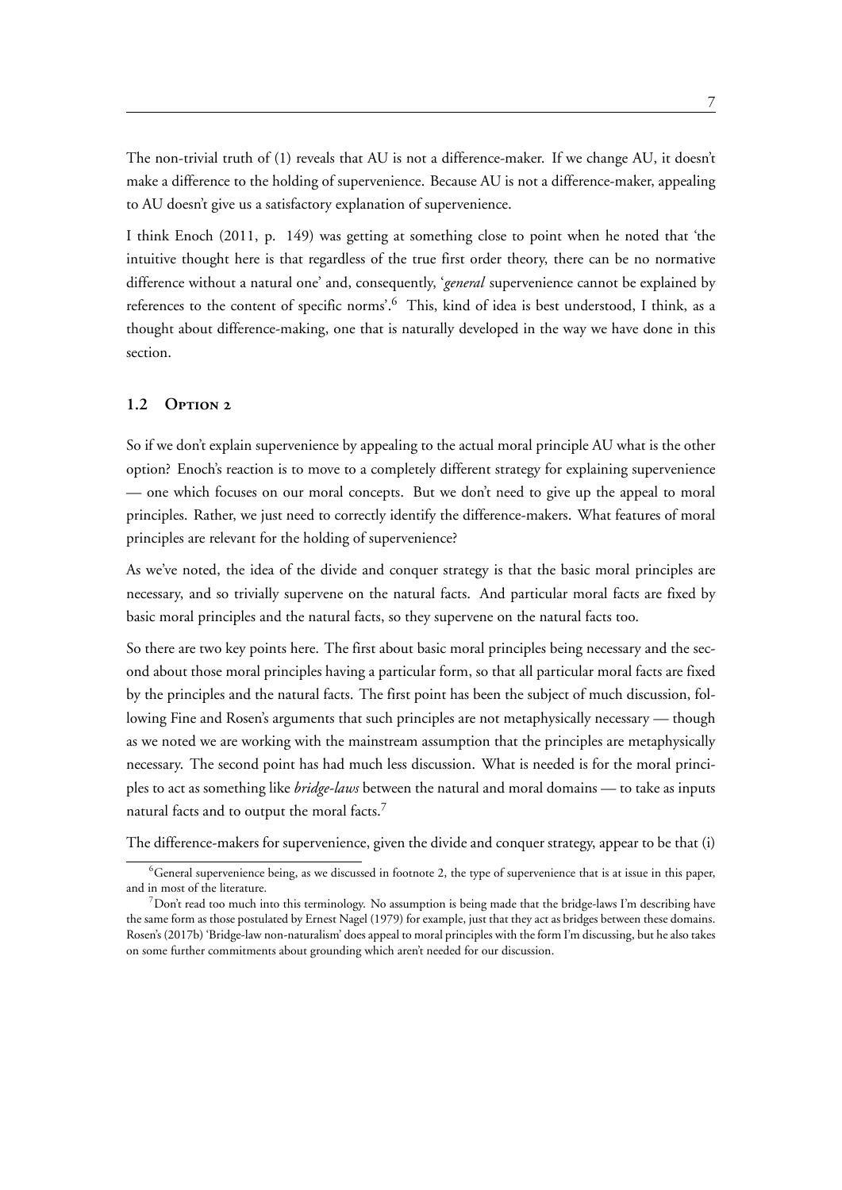The non-trivial truth of (1) reveals that AU is not a difference-maker. If we change AU, it doesn't make a difference to the holding of supervenience. Because AU is not a difference-maker, appealing to AU doesn't give us a satisfactory explanation of supervenience.

I think Enoch (2011, p. 149) was getting at something close to point when he noted that 'the intuitive thought here is that regardless of the true first order theory, there can be no normative difference without a natural one' and, consequently, '*general* supervenience cannot be explained by references to the content of specific norms'.[6] This, kind of idea is best understood, I think, as a thought about difference-making, one that is naturally developed in the way we have done in this section.

### 1.2 Option 2

So if we don't explain supervenience by appealing to the actual moral principle AU what is the other option? Enoch's reaction is to move to a completely different strategy for explaining supervenience — one which focuses on our moral concepts. But we don't need to give up the appeal to moral principles. Rather, we just need to correctly identify the difference-makers. What features of moral principles are relevant for the holding of supervenience?

As we've noted, the idea of the divide and conquer strategy is that the basic moral principles are necessary, and so trivially supervene on the natural facts. And particular moral facts are fixed by basic moral principles and the natural facts, so they supervene on the natural facts too.

So there are two key points here. The first about basic moral principles being necessary and the second about those moral principles having a particular form, so that all particular moral facts are fixed by the principles and the natural facts. The first point has been the subject of much discussion, following Fine and Rosen's arguments that such principles are not metaphysically necessary — though as we noted we are working with the mainstream assumption that the principles are metaphysically necessary. The second point has had much less discussion. What is needed is for the moral principles to act as something like *bridge-laws* between the natural and moral domains — to take as inputs natural facts and to output the moral facts.[7]

The difference-makers for supervenience, given the divide and conquer strategy, appear to be that (i)

---

[6] General supervenience being, as we discussed in footnote 2, the type of supervenience that is at issue in this paper, and in most of the literature.

[7] Don't read too much into this terminology. No assumption is being made that the bridge-laws I'm describing have the same form as those postulated by Ernest Nagel (1979) for example, just that they act as bridges between these domains. Rosen's (2017b) 'Bridge-law non-naturalism' does appeal to moral principles with the form I'm discussing, but he also takes on some further commitments about grounding which aren't needed for our discussion.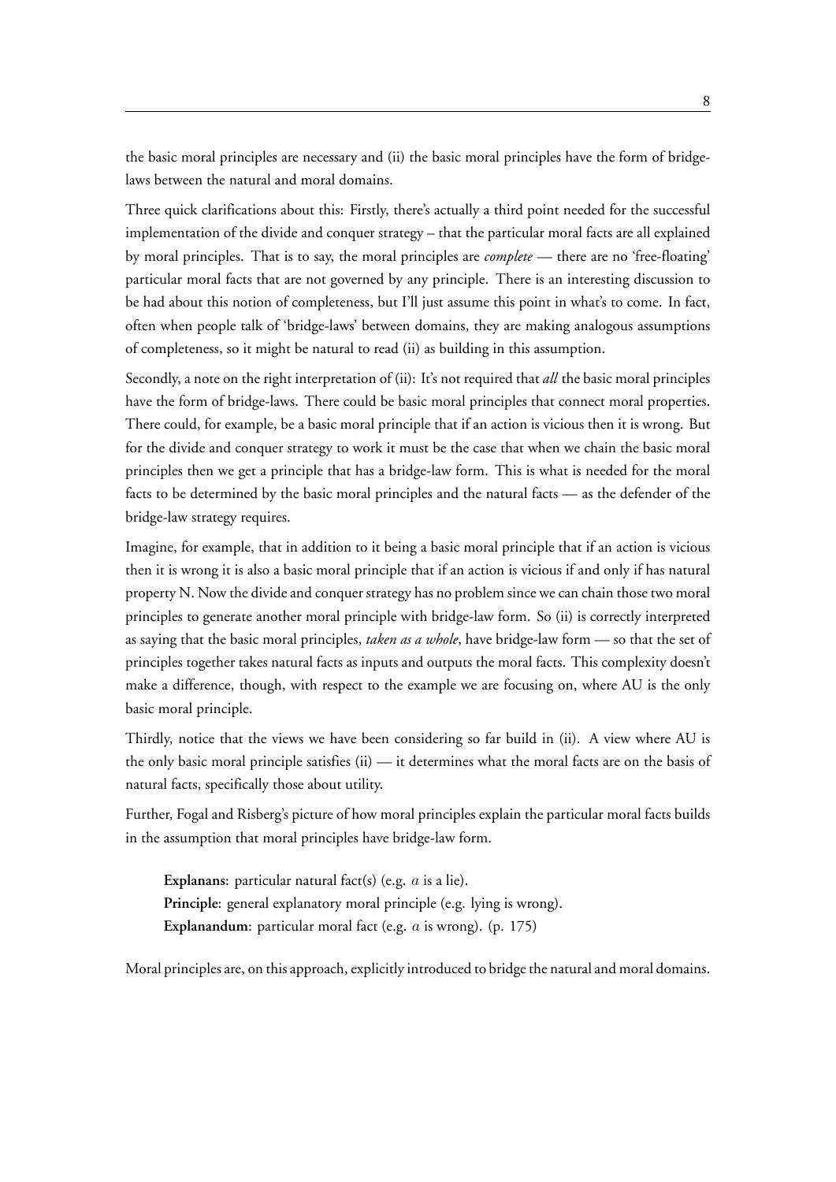the basic moral principles are necessary and (ii) the basic moral principles have the form of bridge-laws between the natural and moral domains.

Three quick clarifications about this: Firstly, there's actually a third point needed for the successful implementation of the divide and conquer strategy – that the particular moral facts are all explained by moral principles. That is to say, the moral principles are *complete* — there are no 'free-floating' particular moral facts that are not governed by any principle. There is an interesting discussion to be had about this notion of completeness, but I'll just assume this point in what's to come. In fact, often when people talk of 'bridge-laws' between domains, they are making analogous assumptions of completeness, so it might be natural to read (ii) as building in this assumption.

Secondly, a note on the right interpretation of (ii): It's not required that *all* the basic moral principles have the form of bridge-laws. There could be basic moral principles that connect moral properties. There could, for example, be a basic moral principle that if an action is vicious then it is wrong. But for the divide and conquer strategy to work it must be the case that when we chain the basic moral principles then we get a principle that has a bridge-law form. This is what is needed for the moral facts to be determined by the basic moral principles and the natural facts — as the defender of the bridge-law strategy requires.

Imagine, for example, that in addition to it being a basic moral principle that if an action is vicious then it is wrong it is also a basic moral principle that if an action is vicious if and only if has natural property N. Now the divide and conquer strategy has no problem since we can chain those two moral principles to generate another moral principle with bridge-law form. So (ii) is correctly interpreted as saying that the basic moral principles, *taken as a whole*, have bridge-law form — so that the set of principles together takes natural facts as inputs and outputs the moral facts. This complexity doesn't make a difference, though, with respect to the example we are focusing on, where AU is the only basic moral principle.

Thirdly, notice that the views we have been considering so far build in (ii). A view where AU is the only basic moral principle satisfies (ii) — it determines what the moral facts are on the basis of natural facts, specifically those about utility.

Further, Fogal and Risberg's picture of how moral principles explain the particular moral facts builds in the assumption that moral principles have bridge-law form.

> **Explanans**: particular natural fact(s) (e.g. $a$ is a lie).
> **Principle**: general explanatory moral principle (e.g. lying is wrong).
> **Explanandum**: particular moral fact (e.g. $a$ is wrong). (p. 175)

Moral principles are, on this approach, explicitly introduced to bridge the natural and moral domains.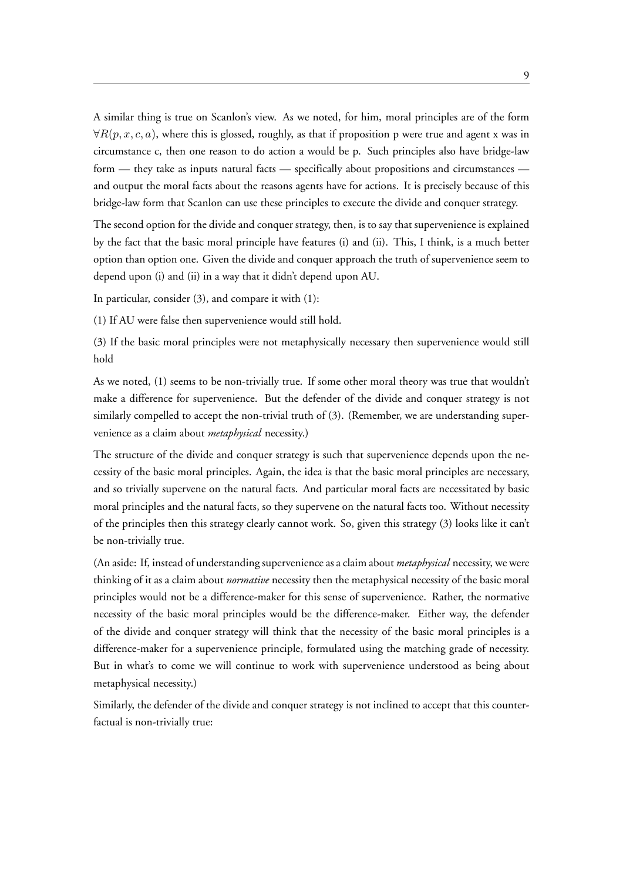A similar thing is true on Scanlon's view. As we noted, for him, moral principles are of the form $\forall R(p, x, c, a)$, where this is glossed, roughly, as that if proposition p were true and agent x was in circumstance c, then one reason to do action a would be p. Such principles also have bridge-law form — they take as inputs natural facts — specifically about propositions and circumstances — and output the moral facts about the reasons agents have for actions. It is precisely because of this bridge-law form that Scanlon can use these principles to execute the divide and conquer strategy.

The second option for the divide and conquer strategy, then, is to say that supervenience is explained by the fact that the basic moral principle have features (i) and (ii). This, I think, is a much better option than option one. Given the divide and conquer approach the truth of supervenience seem to depend upon (i) and (ii) in a way that it didn't depend upon AU.

In particular, consider (3), and compare it with (1):

(1) If AU were false then supervenience would still hold.

(3) If the basic moral principles were not metaphysically necessary then supervenience would still hold

As we noted, (1) seems to be non-trivially true. If some other moral theory was true that wouldn't make a difference for supervenience. But the defender of the divide and conquer strategy is not similarly compelled to accept the non-trivial truth of (3). (Remember, we are understanding supervenience as a claim about *metaphysical* necessity.)

The structure of the divide and conquer strategy is such that supervenience depends upon the necessity of the basic moral principles. Again, the idea is that the basic moral principles are necessary, and so trivially supervene on the natural facts. And particular moral facts are necessitated by basic moral principles and the natural facts, so they supervene on the natural facts too. Without necessity of the principles then this strategy clearly cannot work. So, given this strategy (3) looks like it can't be non-trivially true.

(An aside: If, instead of understanding supervenience as a claim about *metaphysical* necessity, we were thinking of it as a claim about *normative* necessity then the metaphysical necessity of the basic moral principles would not be a difference-maker for this sense of supervenience. Rather, the normative necessity of the basic moral principles would be the difference-maker. Either way, the defender of the divide and conquer strategy will think that the necessity of the basic moral principles is a difference-maker for a supervenience principle, formulated using the matching grade of necessity. But in what's to come we will continue to work with supervenience understood as being about metaphysical necessity.)

Similarly, the defender of the divide and conquer strategy is not inclined to accept that this counterfactual is non-trivially true: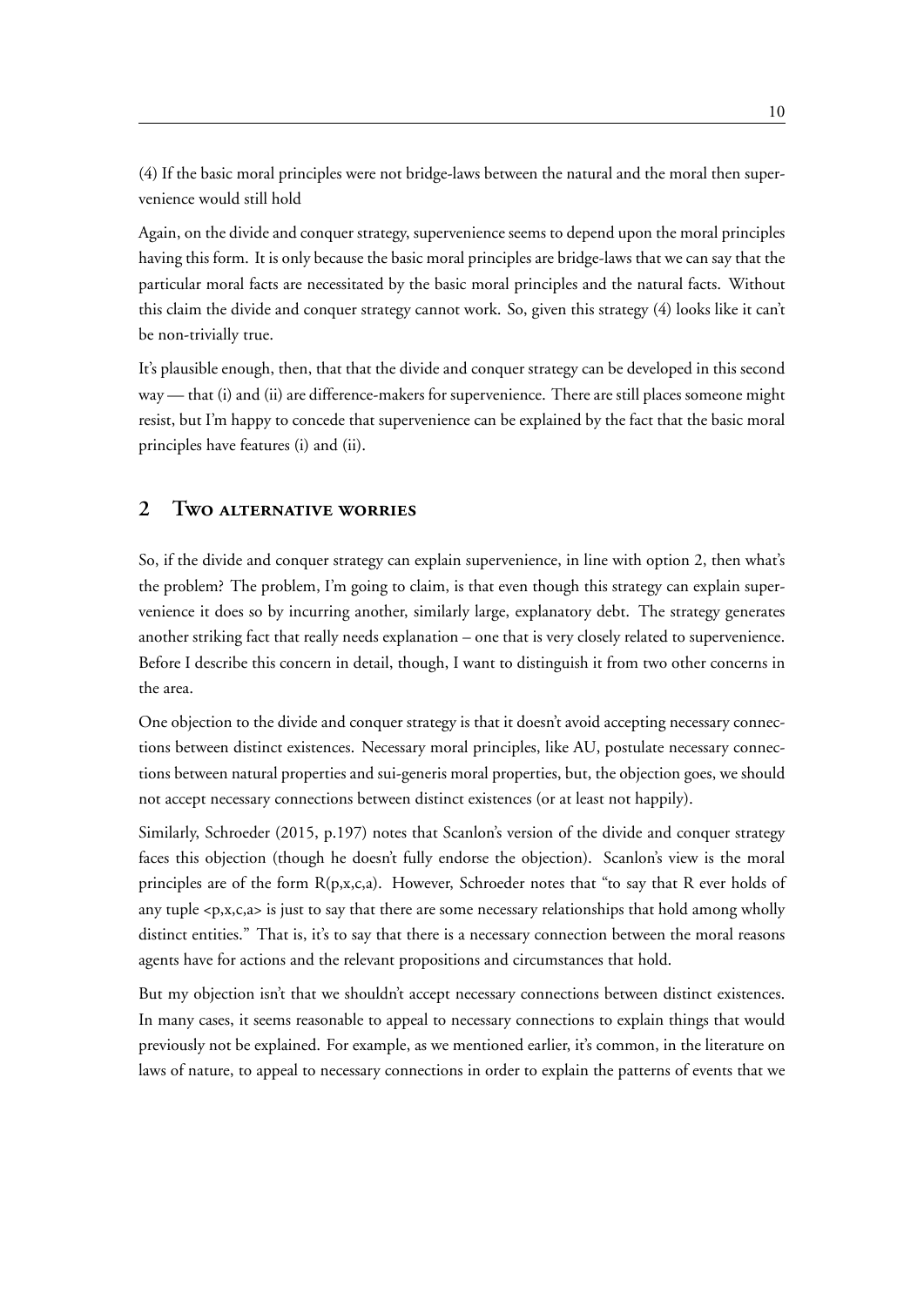(4) If the basic moral principles were not bridge-laws between the natural and the moral then supervenience would still hold

Again, on the divide and conquer strategy, supervenience seems to depend upon the moral principles having this form. It is only because the basic moral principles are bridge-laws that we can say that the particular moral facts are necessitated by the basic moral principles and the natural facts. Without this claim the divide and conquer strategy cannot work. So, given this strategy (4) looks like it can't be non-trivially true.

It's plausible enough, then, that that the divide and conquer strategy can be developed in this second way — that (i) and (ii) are difference-makers for supervenience. There are still places someone might resist, but I'm happy to concede that supervenience can be explained by the fact that the basic moral principles have features (i) and (ii).

## 2 Two alternative worries

So, if the divide and conquer strategy can explain supervenience, in line with option 2, then what's the problem? The problem, I'm going to claim, is that even though this strategy can explain supervenience it does so by incurring another, similarly large, explanatory debt. The strategy generates another striking fact that really needs explanation – one that is very closely related to supervenience. Before I describe this concern in detail, though, I want to distinguish it from two other concerns in the area.

One objection to the divide and conquer strategy is that it doesn't avoid accepting necessary connections between distinct existences. Necessary moral principles, like AU, postulate necessary connections between natural properties and sui-generis moral properties, but, the objection goes, we should not accept necessary connections between distinct existences (or at least not happily).

Similarly, Schroeder (2015, p.197) notes that Scanlon's version of the divide and conquer strategy faces this objection (though he doesn't fully endorse the objection). Scanlon's view is the moral principles are of the form R(p,x,c,a). However, Schroeder notes that "to say that R ever holds of any tuple <p,x,c,a> is just to say that there are some necessary relationships that hold among wholly distinct entities." That is, it's to say that there is a necessary connection between the moral reasons agents have for actions and the relevant propositions and circumstances that hold.

But my objection isn't that we shouldn't accept necessary connections between distinct existences. In many cases, it seems reasonable to appeal to necessary connections to explain things that would previously not be explained. For example, as we mentioned earlier, it's common, in the literature on laws of nature, to appeal to necessary connections in order to explain the patterns of events that we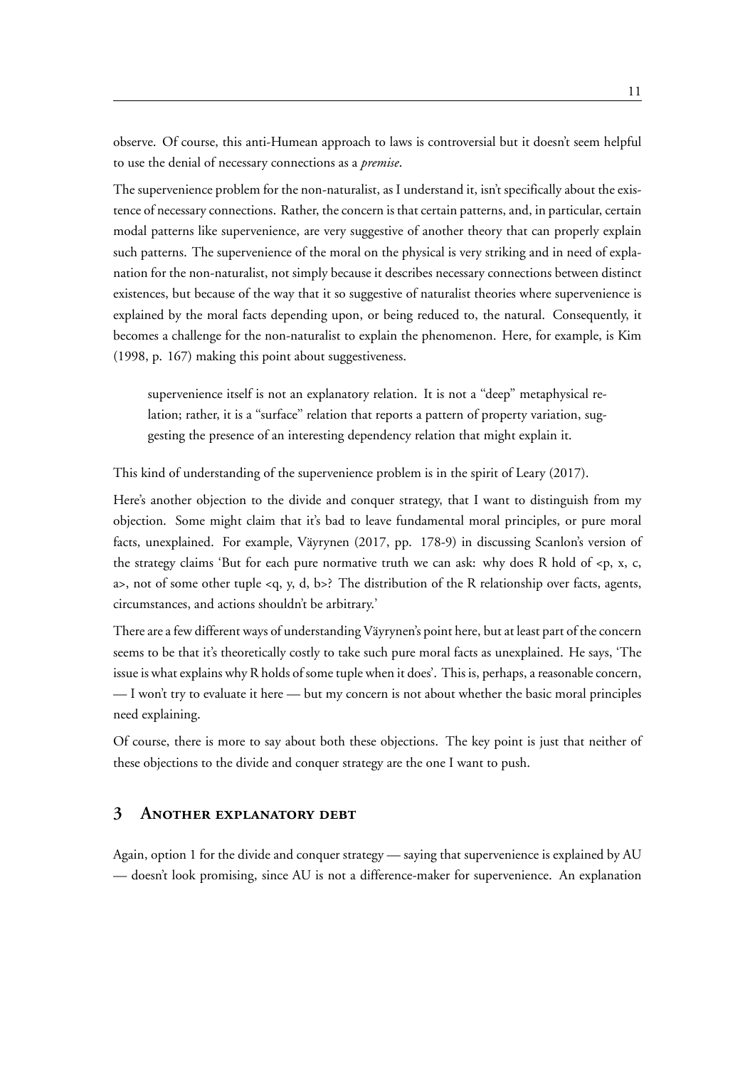observe. Of course, this anti-Humean approach to laws is controversial but it doesn't seem helpful to use the denial of necessary connections as a *premise*.

The supervenience problem for the non-naturalist, as I understand it, isn't specifically about the existence of necessary connections. Rather, the concern is that certain patterns, and, in particular, certain modal patterns like supervenience, are very suggestive of another theory that can properly explain such patterns. The supervenience of the moral on the physical is very striking and in need of explanation for the non-naturalist, not simply because it describes necessary connections between distinct existences, but because of the way that it so suggestive of naturalist theories where supervenience is explained by the moral facts depending upon, or being reduced to, the natural. Consequently, it becomes a challenge for the non-naturalist to explain the phenomenon. Here, for example, is Kim (1998, p. 167) making this point about suggestiveness.

> supervenience itself is not an explanatory relation. It is not a "deep" metaphysical relation; rather, it is a "surface" relation that reports a pattern of property variation, suggesting the presence of an interesting dependency relation that might explain it.

This kind of understanding of the supervenience problem is in the spirit of Leary (2017).

Here's another objection to the divide and conquer strategy, that I want to distinguish from my objection. Some might claim that it's bad to leave fundamental moral principles, or pure moral facts, unexplained. For example, Väyrynen (2017, pp. 178-9) in discussing Scanlon's version of the strategy claims 'But for each pure normative truth we can ask: why does R hold of <p, x, c, a>, not of some other tuple <q, y, d, b>? The distribution of the R relationship over facts, agents, circumstances, and actions shouldn't be arbitrary.'

There are a few different ways of understanding Väyrynen's point here, but at least part of the concern seems to be that it's theoretically costly to take such pure moral facts as unexplained. He says, 'The issue is what explains why R holds of some tuple when it does'. This is, perhaps, a reasonable concern, — I won't try to evaluate it here — but my concern is not about whether the basic moral principles need explaining.

Of course, there is more to say about both these objections. The key point is just that neither of these objections to the divide and conquer strategy are the one I want to push.

## 3 Another explanatory debt

Again, option 1 for the divide and conquer strategy — saying that supervenience is explained by AU — doesn't look promising, since AU is not a difference-maker for supervenience. An explanation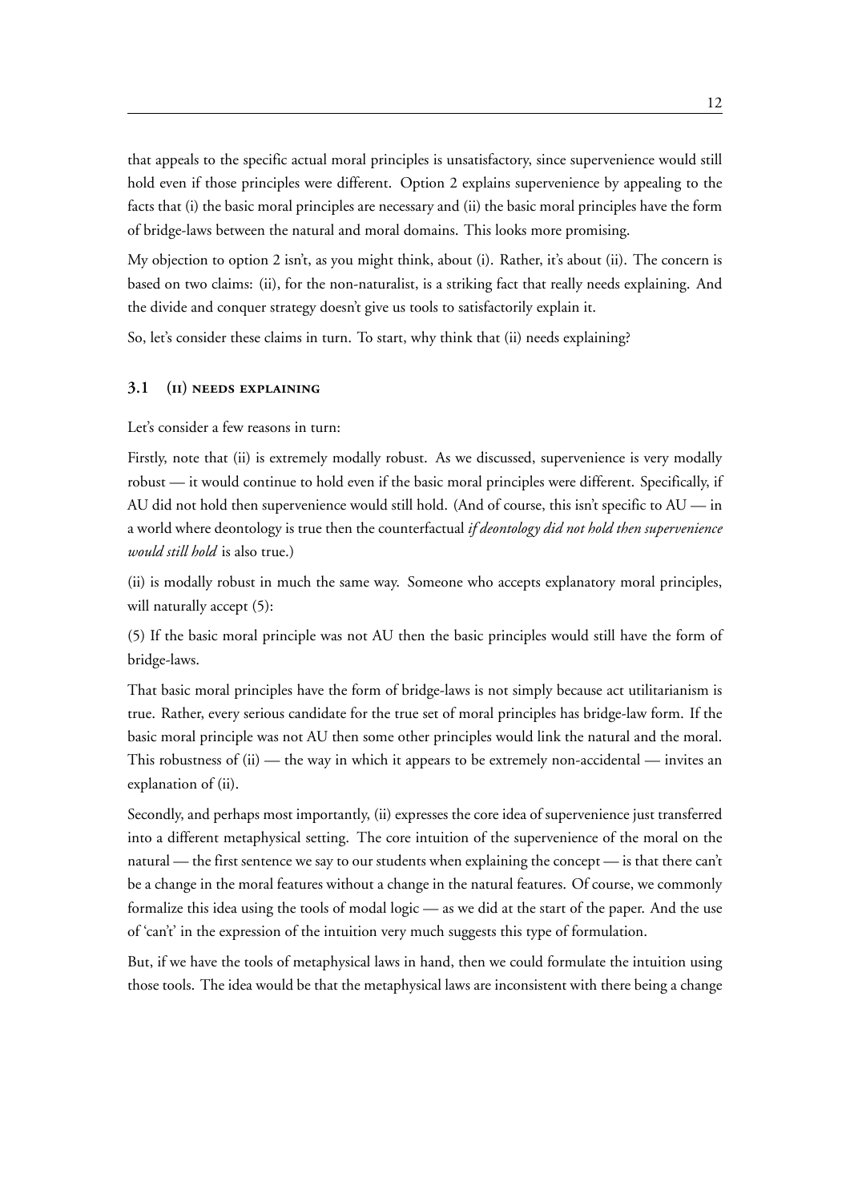that appeals to the specific actual moral principles is unsatisfactory, since supervenience would still hold even if those principles were different. Option 2 explains supervenience by appealing to the facts that (i) the basic moral principles are necessary and (ii) the basic moral principles have the form of bridge-laws between the natural and moral domains. This looks more promising.

My objection to option 2 isn't, as you might think, about (i). Rather, it's about (ii). The concern is based on two claims: (ii), for the non-naturalist, is a striking fact that really needs explaining. And the divide and conquer strategy doesn't give us tools to satisfactorily explain it.

So, let's consider these claims in turn. To start, why think that (ii) needs explaining?

### 3.1 (ii) needs explaining

Let's consider a few reasons in turn:

Firstly, note that (ii) is extremely modally robust. As we discussed, supervenience is very modally robust — it would continue to hold even if the basic moral principles were different. Specifically, if AU did not hold then supervenience would still hold. (And of course, this isn't specific to AU — in a world where deontology is true then the counterfactual *if deontology did not hold then supervenience would still hold* is also true.)

(ii) is modally robust in much the same way. Someone who accepts explanatory moral principles, will naturally accept (5):

(5) If the basic moral principle was not AU then the basic principles would still have the form of bridge-laws.

That basic moral principles have the form of bridge-laws is not simply because act utilitarianism is true. Rather, every serious candidate for the true set of moral principles has bridge-law form. If the basic moral principle was not AU then some other principles would link the natural and the moral. This robustness of (ii) — the way in which it appears to be extremely non-accidental — invites an explanation of (ii).

Secondly, and perhaps most importantly, (ii) expresses the core idea of supervenience just transferred into a different metaphysical setting. The core intuition of the supervenience of the moral on the natural — the first sentence we say to our students when explaining the concept — is that there can't be a change in the moral features without a change in the natural features. Of course, we commonly formalize this idea using the tools of modal logic — as we did at the start of the paper. And the use of 'can't' in the expression of the intuition very much suggests this type of formulation.

But, if we have the tools of metaphysical laws in hand, then we could formulate the intuition using those tools. The idea would be that the metaphysical laws are inconsistent with there being a change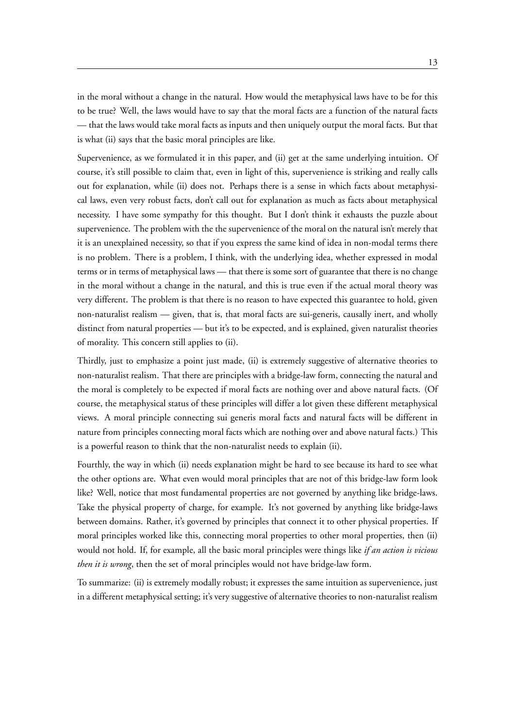in the moral without a change in the natural. How would the metaphysical laws have to be for this to be true? Well, the laws would have to say that the moral facts are a function of the natural facts — that the laws would take moral facts as inputs and then uniquely output the moral facts. But that is what (ii) says that the basic moral principles are like.

Supervenience, as we formulated it in this paper, and (ii) get at the same underlying intuition. Of course, it's still possible to claim that, even in light of this, supervenience is striking and really calls out for explanation, while (ii) does not. Perhaps there is a sense in which facts about metaphysical laws, even very robust facts, don't call out for explanation as much as facts about metaphysical necessity. I have some sympathy for this thought. But I don't think it exhausts the puzzle about supervenience. The problem with the the supervenience of the moral on the natural isn't merely that it is an unexplained necessity, so that if you express the same kind of idea in non-modal terms there is no problem. There is a problem, I think, with the underlying idea, whether expressed in modal terms or in terms of metaphysical laws — that there is some sort of guarantee that there is no change in the moral without a change in the natural, and this is true even if the actual moral theory was very different. The problem is that there is no reason to have expected this guarantee to hold, given non-naturalist realism — given, that is, that moral facts are sui-generis, causally inert, and wholly distinct from natural properties — but it's to be expected, and is explained, given naturalist theories of morality. This concern still applies to (ii).

Thirdly, just to emphasize a point just made, (ii) is extremely suggestive of alternative theories to non-naturalist realism. That there are principles with a bridge-law form, connecting the natural and the moral is completely to be expected if moral facts are nothing over and above natural facts. (Of course, the metaphysical status of these principles will differ a lot given these different metaphysical views. A moral principle connecting sui generis moral facts and natural facts will be different in nature from principles connecting moral facts which are nothing over and above natural facts.) This is a powerful reason to think that the non-naturalist needs to explain (ii).

Fourthly, the way in which (ii) needs explanation might be hard to see because its hard to see what the other options are. What even would moral principles that are not of this bridge-law form look like? Well, notice that most fundamental properties are not governed by anything like bridge-laws. Take the physical property of charge, for example. It's not governed by anything like bridge-laws between domains. Rather, it's governed by principles that connect it to other physical properties. If moral principles worked like this, connecting moral properties to other moral properties, then (ii) would not hold. If, for example, all the basic moral principles were things like *if an action is vicious then it is wrong*, then the set of moral principles would not have bridge-law form.

To summarize: (ii) is extremely modally robust; it expresses the same intuition as supervenience, just in a different metaphysical setting; it's very suggestive of alternative theories to non-naturalist realism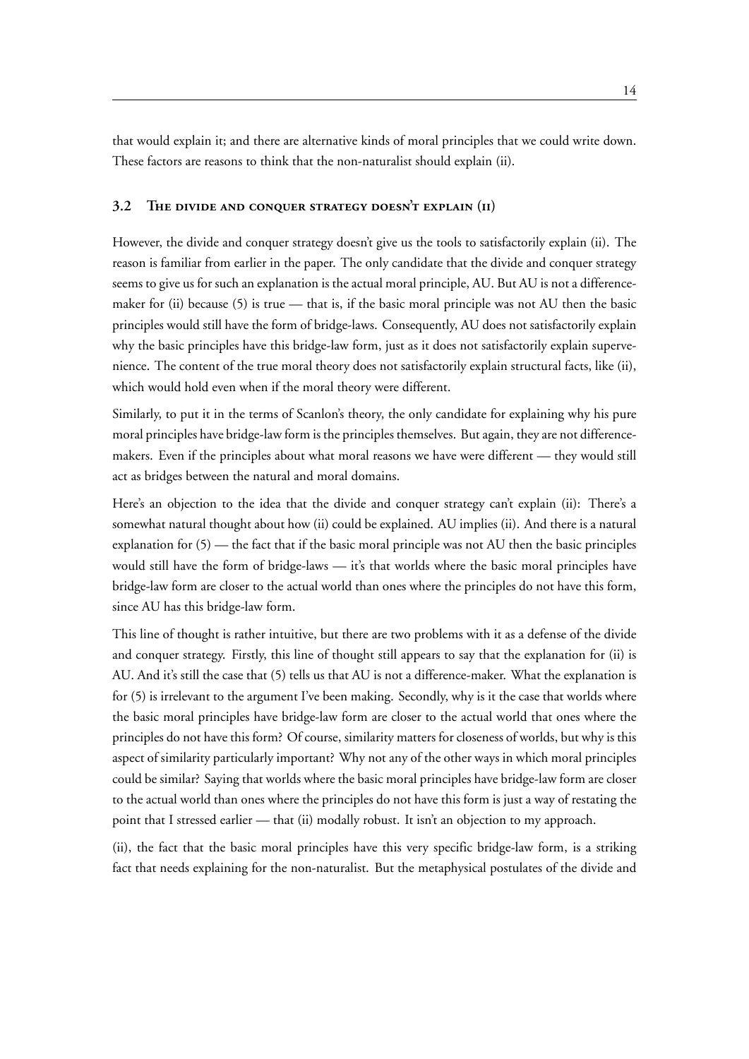that would explain it; and there are alternative kinds of moral principles that we could write down. These factors are reasons to think that the non-naturalist should explain (ii).

### 3.2 The divide and conquer strategy doesn't explain (ii)

However, the divide and conquer strategy doesn't give us the tools to satisfactorily explain (ii). The reason is familiar from earlier in the paper. The only candidate that the divide and conquer strategy seems to give us for such an explanation is the actual moral principle, AU. But AU is not a difference-maker for (ii) because (5) is true — that is, if the basic moral principle was not AU then the basic principles would still have the form of bridge-laws. Consequently, AU does not satisfactorily explain why the basic principles have this bridge-law form, just as it does not satisfactorily explain supervenience. The content of the true moral theory does not satisfactorily explain structural facts, like (ii), which would hold even when if the moral theory were different.

Similarly, to put it in the terms of Scanlon's theory, the only candidate for explaining why his pure moral principles have bridge-law form is the principles themselves. But again, they are not difference-makers. Even if the principles about what moral reasons we have were different — they would still act as bridges between the natural and moral domains.

Here's an objection to the idea that the divide and conquer strategy can't explain (ii): There's a somewhat natural thought about how (ii) could be explained. AU implies (ii). And there is a natural explanation for (5) — the fact that if the basic moral principle was not AU then the basic principles would still have the form of bridge-laws — it's that worlds where the basic moral principles have bridge-law form are closer to the actual world than ones where the principles do not have this form, since AU has this bridge-law form.

This line of thought is rather intuitive, but there are two problems with it as a defense of the divide and conquer strategy. Firstly, this line of thought still appears to say that the explanation for (ii) is AU. And it's still the case that (5) tells us that AU is not a difference-maker. What the explanation is for (5) is irrelevant to the argument I've been making. Secondly, why is it the case that worlds where the basic moral principles have bridge-law form are closer to the actual world that ones where the principles do not have this form? Of course, similarity matters for closeness of worlds, but why is this aspect of similarity particularly important? Why not any of the other ways in which moral principles could be similar? Saying that worlds where the basic moral principles have bridge-law form are closer to the actual world than ones where the principles do not have this form is just a way of restating the point that I stressed earlier — that (ii) modally robust. It isn't an objection to my approach.

(ii), the fact that the basic moral principles have this very specific bridge-law form, is a striking fact that needs explaining for the non-naturalist. But the metaphysical postulates of the divide and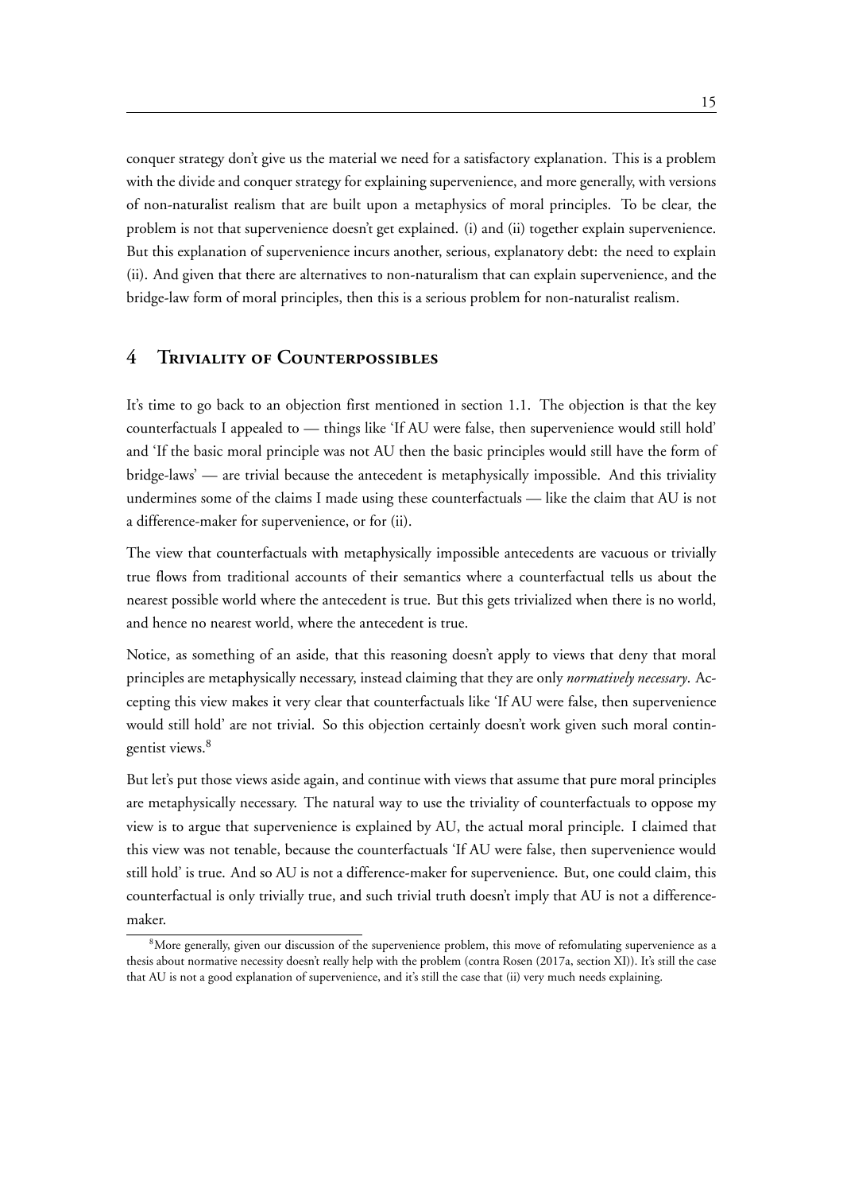conquer strategy don't give us the material we need for a satisfactory explanation. This is a problem with the divide and conquer strategy for explaining supervenience, and more generally, with versions of non-naturalist realism that are built upon a metaphysics of moral principles. To be clear, the problem is not that supervenience doesn't get explained. (i) and (ii) together explain supervenience. But this explanation of supervenience incurs another, serious, explanatory debt: the need to explain (ii). And given that there are alternatives to non-naturalism that can explain supervenience, and the bridge-law form of moral principles, then this is a serious problem for non-naturalist realism.

## 4 Triviality of Counterpossibles

It's time to go back to an objection first mentioned in section 1.1. The objection is that the key counterfactuals I appealed to — things like 'If AU were false, then supervenience would still hold' and 'If the basic moral principle was not AU then the basic principles would still have the form of bridge-laws' — are trivial because the antecedent is metaphysically impossible. And this triviality undermines some of the claims I made using these counterfactuals — like the claim that AU is not a difference-maker for supervenience, or for (ii).

The view that counterfactuals with metaphysically impossible antecedents are vacuous or trivially true flows from traditional accounts of their semantics where a counterfactual tells us about the nearest possible world where the antecedent is true. But this gets trivialized when there is no world, and hence no nearest world, where the antecedent is true.

Notice, as something of an aside, that this reasoning doesn't apply to views that deny that moral principles are metaphysically necessary, instead claiming that they are only *normatively necessary*. Accepting this view makes it very clear that counterfactuals like 'If AU were false, then supervenience would still hold' are not trivial. So this objection certainly doesn't work given such moral contingentist views.[8]

But let's put those views aside again, and continue with views that assume that pure moral principles are metaphysically necessary. The natural way to use the triviality of counterfactuals to oppose my view is to argue that supervenience is explained by AU, the actual moral principle. I claimed that this view was not tenable, because the counterfactuals 'If AU were false, then supervenience would still hold' is true. And so AU is not a difference-maker for supervenience. But, one could claim, this counterfactual is only trivially true, and such trivial truth doesn't imply that AU is not a difference-maker.

[8] More generally, given our discussion of the supervenience problem, this move of refomulating supervenience as a thesis about normative necessity doesn't really help with the problem (contra Rosen (2017a, section XI)). It's still the case that AU is not a good explanation of supervenience, and it's still the case that (ii) very much needs explaining.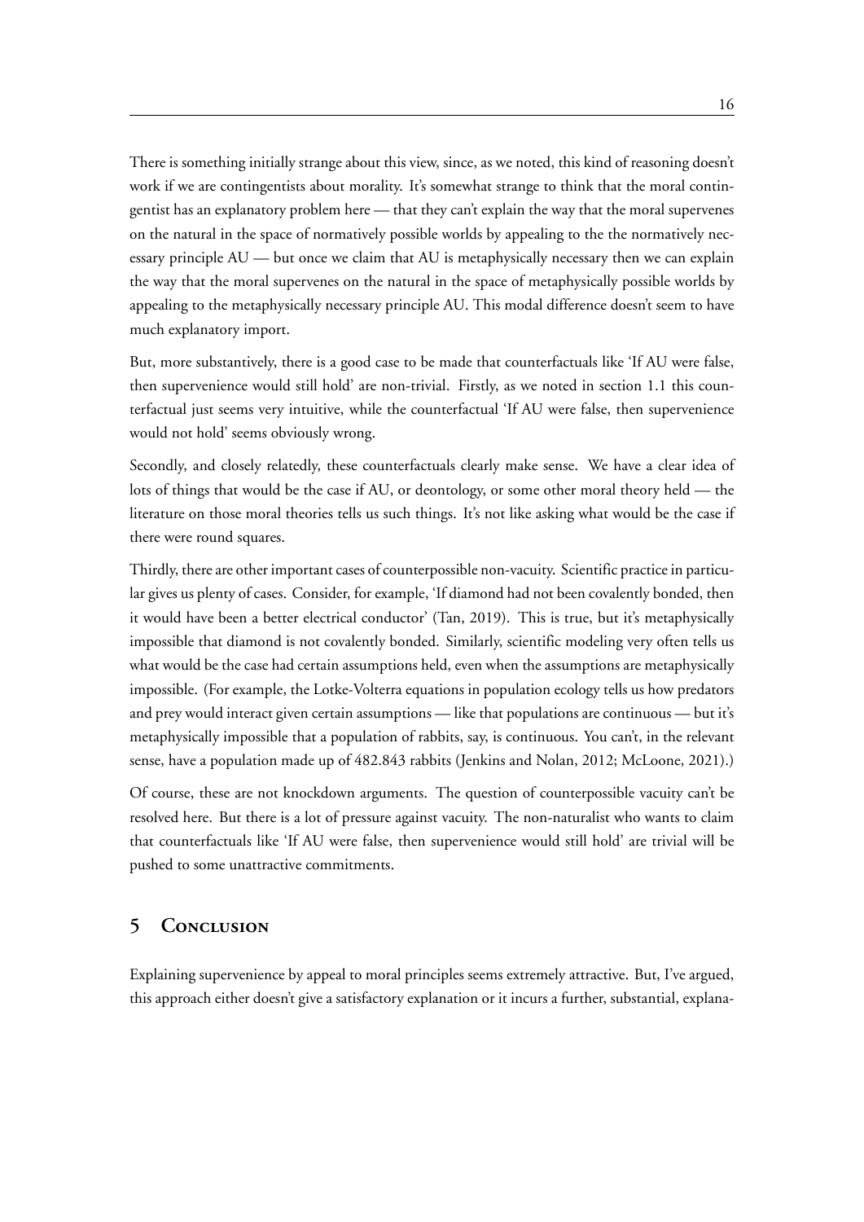There is something initially strange about this view, since, as we noted, this kind of reasoning doesn't work if we are contingentists about morality. It's somewhat strange to think that the moral contingentist has an explanatory problem here — that they can't explain the way that the moral supervenes on the natural in the space of normatively possible worlds by appealing to the the normatively necessary principle AU — but once we claim that AU is metaphysically necessary then we can explain the way that the moral supervenes on the natural in the space of metaphysically possible worlds by appealing to the metaphysically necessary principle AU. This modal difference doesn't seem to have much explanatory import.

But, more substantively, there is a good case to be made that counterfactuals like 'If AU were false, then supervenience would still hold' are non-trivial. Firstly, as we noted in section 1.1 this counterfactual just seems very intuitive, while the counterfactual 'If AU were false, then supervenience would not hold' seems obviously wrong.

Secondly, and closely relatedly, these counterfactuals clearly make sense. We have a clear idea of lots of things that would be the case if AU, or deontology, or some other moral theory held — the literature on those moral theories tells us such things. It's not like asking what would be the case if there were round squares.

Thirdly, there are other important cases of counterpossible non-vacuity. Scientific practice in particular gives us plenty of cases. Consider, for example, 'If diamond had not been covalently bonded, then it would have been a better electrical conductor' (Tan, 2019). This is true, but it's metaphysically impossible that diamond is not covalently bonded. Similarly, scientific modeling very often tells us what would be the case had certain assumptions held, even when the assumptions are metaphysically impossible. (For example, the Lotke-Volterra equations in population ecology tells us how predators and prey would interact given certain assumptions — like that populations are continuous — but it's metaphysically impossible that a population of rabbits, say, is continuous. You can't, in the relevant sense, have a population made up of 482.843 rabbits (Jenkins and Nolan, 2012; McLoone, 2021).)

Of course, these are not knockdown arguments. The question of counterpossible vacuity can't be resolved here. But there is a lot of pressure against vacuity. The non-naturalist who wants to claim that counterfactuals like 'If AU were false, then supervenience would still hold' are trivial will be pushed to some unattractive commitments.

## 5 Conclusion

Explaining supervenience by appeal to moral principles seems extremely attractive. But, I've argued, this approach either doesn't give a satisfactory explanation or it incurs a further, substantial, explana-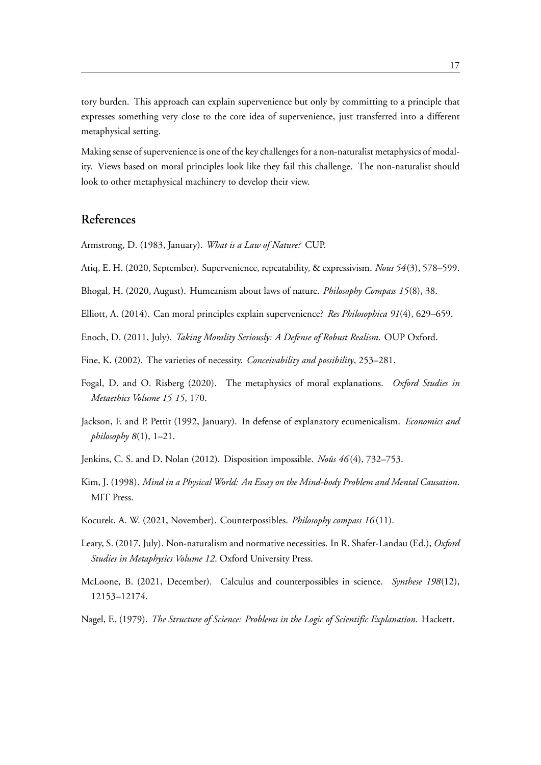tory burden. This approach can explain supervenience but only by committing to a principle that expresses something very close to the core idea of supervenience, just transferred into a different metaphysical setting.

Making sense of supervenience is one of the key challenges for a non-naturalist metaphysics of modality. Views based on moral principles look like they fail this challenge. The non-naturalist should look to other metaphysical machinery to develop their view.

## References

Armstrong, D. (1983, January). *What is a Law of Nature?* CUP.

Atiq, E. H. (2020, September). Supervenience, repeatability, & expressivism. *Nous 54*(3), 578–599.

Bhogal, H. (2020, August). Humeanism about laws of nature. *Philosophy Compass 15*(8), 38.

Elliott, A. (2014). Can moral principles explain supervenience? *Res Philosophica 91*(4), 629–659.

Enoch, D. (2011, July). *Taking Morality Seriously: A Defense of Robust Realism*. OUP Oxford.

Fine, K. (2002). The varieties of necessity. *Conceivability and possibility*, 253–281.

Fogal, D. and O. Risberg (2020). The metaphysics of moral explanations. *Oxford Studies in Metaethics Volume 15 15*, 170.

Jackson, F. and P. Pettit (1992, January). In defense of explanatory ecumenicalism. *Economics and philosophy 8*(1), 1–21.

Jenkins, C. S. and D. Nolan (2012). Disposition impossible. *Noûs 46*(4), 732–753.

Kim, J. (1998). *Mind in a Physical World: An Essay on the Mind-body Problem and Mental Causation*. MIT Press.

Kocurek, A. W. (2021, November). Counterpossibles. *Philosophy compass 16*(11).

Leary, S. (2017, July). Non-naturalism and normative necessities. In R. Shafer-Landau (Ed.), *Oxford Studies in Metaphysics Volume 12*. Oxford University Press.

McLoone, B. (2021, December). Calculus and counterpossibles in science. *Synthese 198*(12), 12153–12174.

Nagel, E. (1979). *The Structure of Science: Problems in the Logic of Scientific Explanation*. Hackett.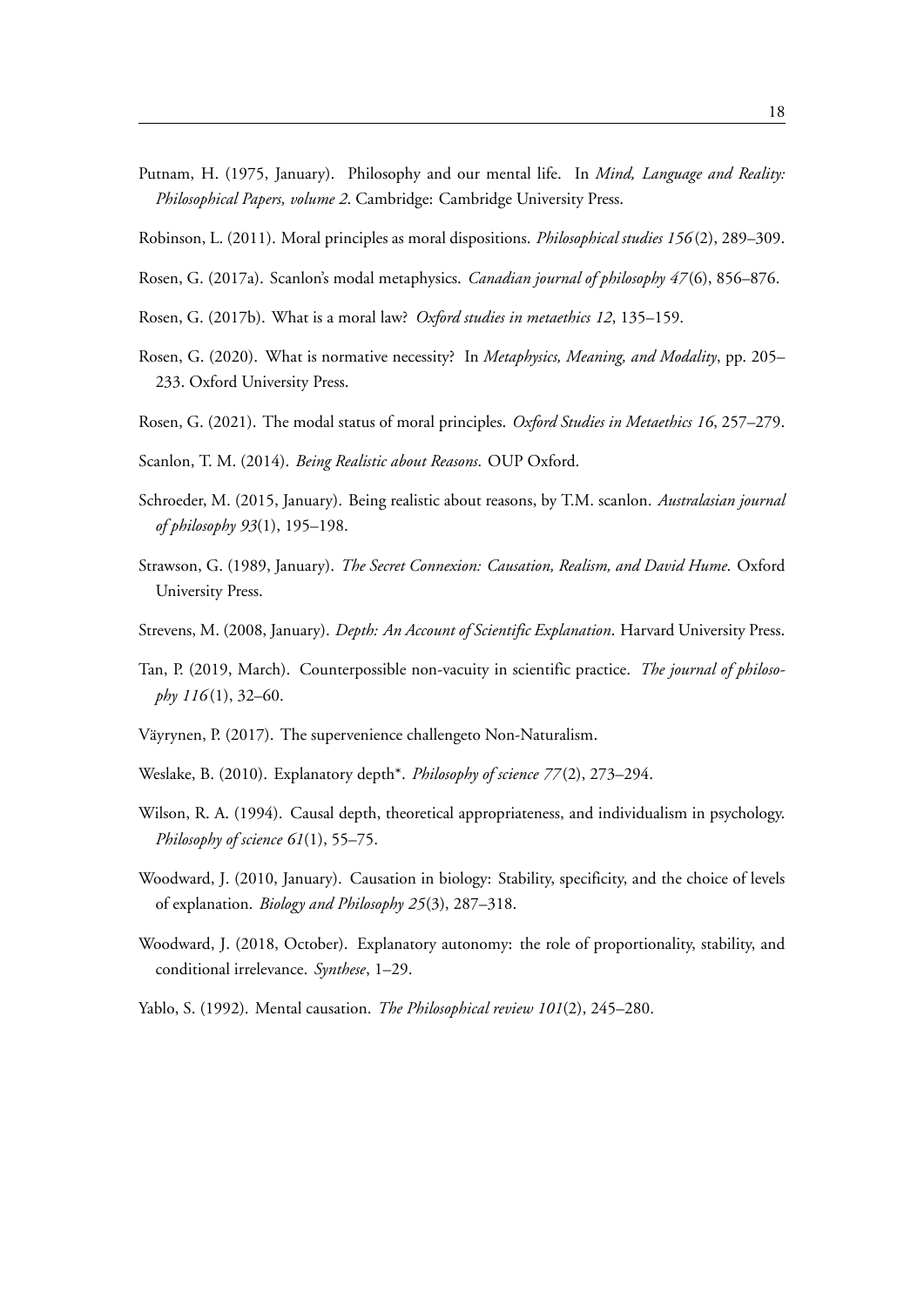Putnam, H. (1975, January). Philosophy and our mental life. In *Mind, Language and Reality: Philosophical Papers, volume 2*. Cambridge: Cambridge University Press.

Robinson, L. (2011). Moral principles as moral dispositions. *Philosophical studies 156*(2), 289–309.

Rosen, G. (2017a). Scanlon's modal metaphysics. *Canadian journal of philosophy 47*(6), 856–876.

Rosen, G. (2017b). What is a moral law? *Oxford studies in metaethics 12*, 135–159.

Rosen, G. (2020). What is normative necessity? In *Metaphysics, Meaning, and Modality*, pp. 205–233. Oxford University Press.

Rosen, G. (2021). The modal status of moral principles. *Oxford Studies in Metaethics 16*, 257–279.

Scanlon, T. M. (2014). *Being Realistic about Reasons*. OUP Oxford.

Schroeder, M. (2015, January). Being realistic about reasons, by T.M. scanlon. *Australasian journal of philosophy 93*(1), 195–198.

Strawson, G. (1989, January). *The Secret Connexion: Causation, Realism, and David Hume*. Oxford University Press.

Strevens, M. (2008, January). *Depth: An Account of Scientific Explanation*. Harvard University Press.

Tan, P. (2019, March). Counterpossible non-vacuity in scientific practice. *The journal of philosophy 116*(1), 32–60.

Väyrynen, P. (2017). The supervenience challengeto Non-Naturalism.

Weslake, B. (2010). Explanatory depth*. *Philosophy of science 77*(2), 273–294.

Wilson, R. A. (1994). Causal depth, theoretical appropriateness, and individualism in psychology. *Philosophy of science 61*(1), 55–75.

Woodward, J. (2010, January). Causation in biology: Stability, specificity, and the choice of levels of explanation. *Biology and Philosophy 25*(3), 287–318.

Woodward, J. (2018, October). Explanatory autonomy: the role of proportionality, stability, and conditional irrelevance. *Synthese*, 1–29.

Yablo, S. (1992). Mental causation. *The Philosophical review 101*(2), 245–280.